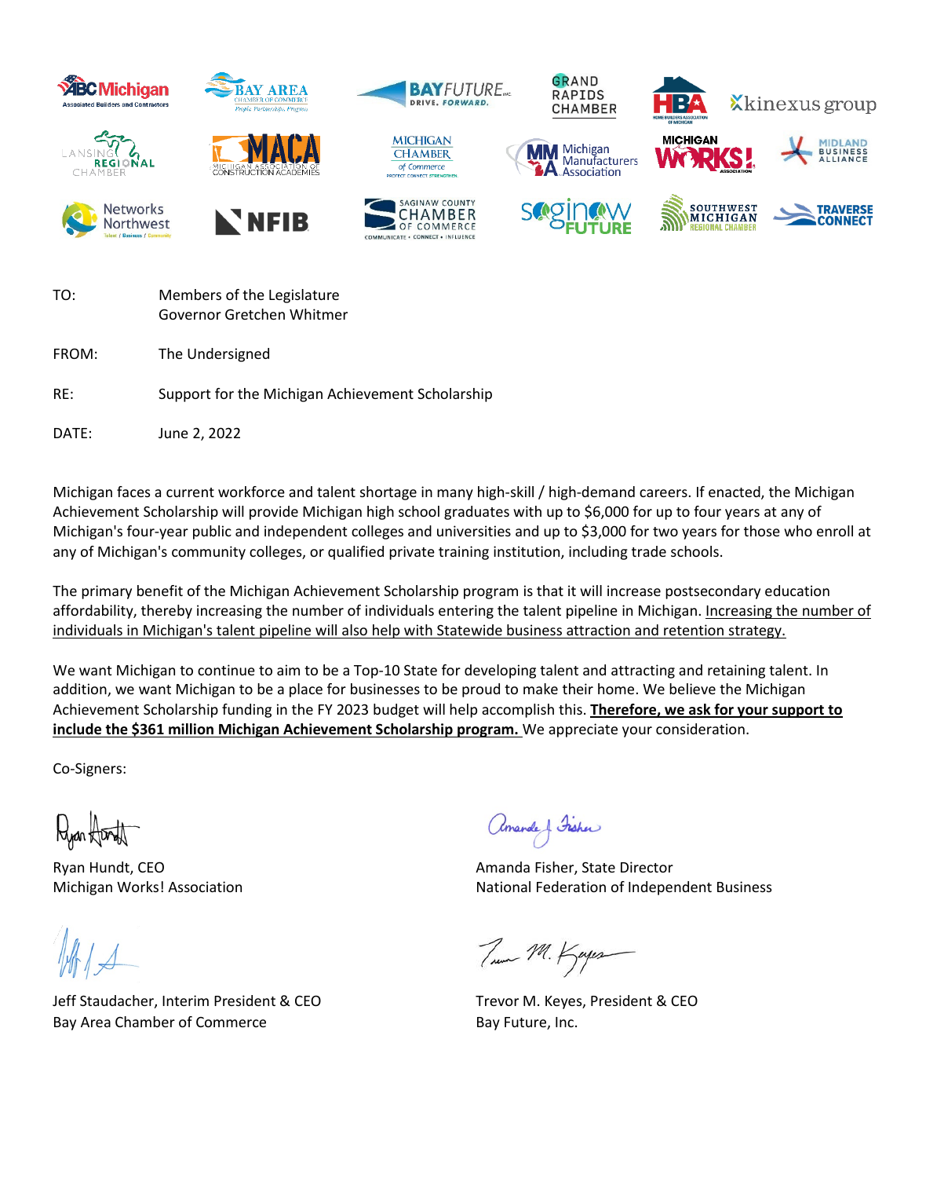TO: Members of the Legislature
Governor Gretchen Whitmer

FROM: The Undersigned

RE: Support for the Michigan Achievement Scholarship

DATE: June 2, 2022

Michigan faces a current workforce and talent shortage in many high-skill / high-demand careers. If enacted, the Michigan Achievement Scholarship will provide Michigan high school graduates with up to $6,000 for up to four years at any of Michigan's four-year public and independent colleges and universities and up to $3,000 for two years for those who enroll at any of Michigan's community colleges, or qualified private training institution, including trade schools.

The primary benefit of the Michigan Achievement Scholarship program is that it will increase postsecondary education affordability, thereby increasing the number of individuals entering the talent pipeline in Michigan. <u>Increasing the number of individuals in Michigan's talent pipeline will also help with Statewide business attraction and retention strategy.</u>

We want Michigan to continue to aim to be a Top-10 State for developing talent and attracting and retaining talent. In addition, we want Michigan to be a place for businesses to be proud to make their home. We believe the Michigan Achievement Scholarship funding in the FY 2023 budget will help accomplish this. **<u>Therefore, we ask for your support to include the $361 million Michigan Achievement Scholarship program.</u>** We appreciate your consideration.

Co-Signers:

Ryan Hundt, CEO
Michigan Works! Association

Amanda Fisher, State Director
National Federation of Independent Business

Jeff Staudacher, Interim President & CEO
Bay Area Chamber of Commerce

Trevor M. Keyes, President & CEO
Bay Future, Inc.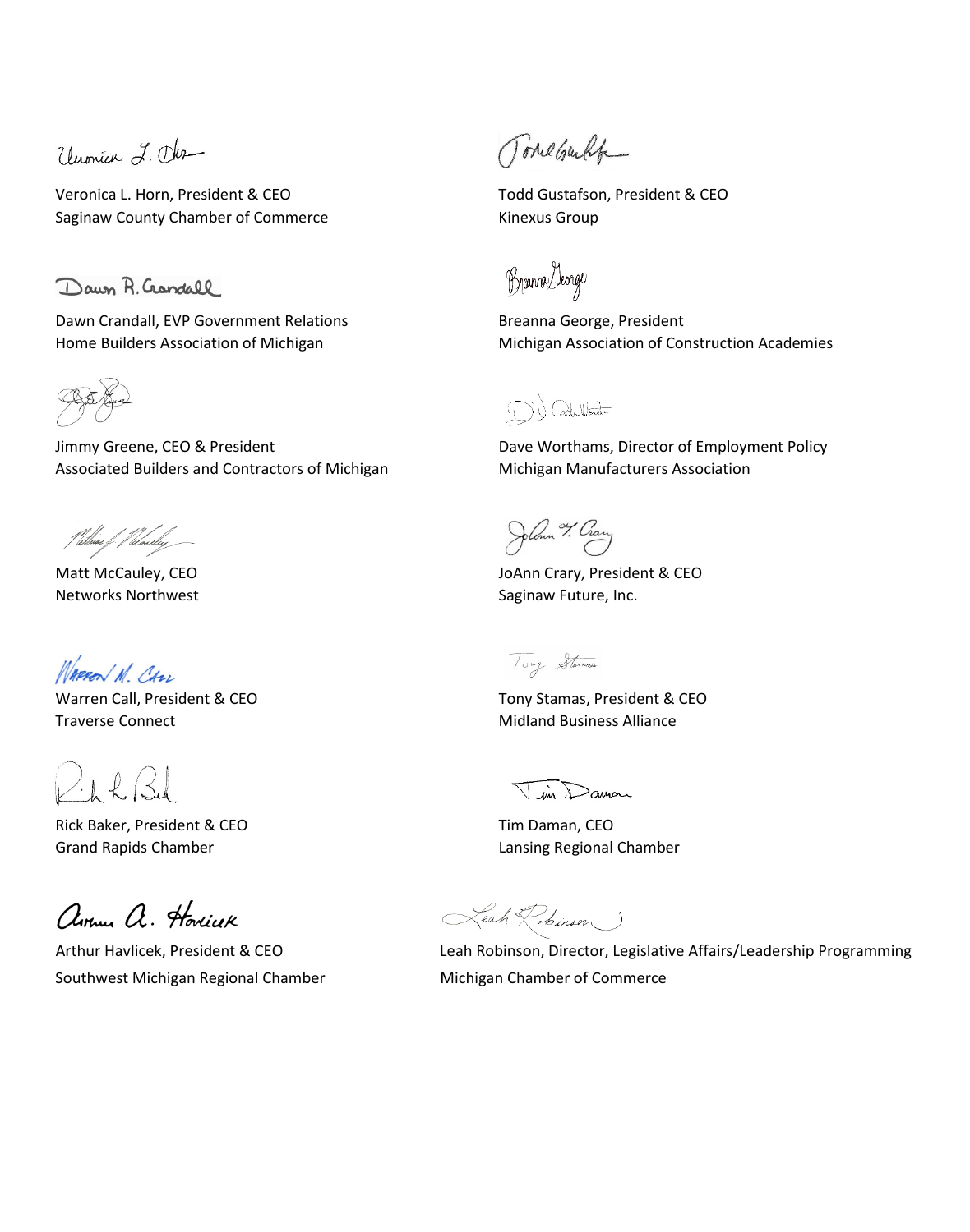Veronica L. Horn, President & CEO
Saginaw County Chamber of Commerce

Todd Gustafson, President & CEO
Kinexus Group

Dawn Crandall, EVP Government Relations
Home Builders Association of Michigan

Breanna George, President
Michigan Association of Construction Academies

Jimmy Greene, CEO & President
Associated Builders and Contractors of Michigan

Dave Worthams, Director of Employment Policy
Michigan Manufacturers Association

Matt McCauley, CEO
Networks Northwest

JoAnn Crary, President & CEO
Saginaw Future, Inc.

Warren Call, President & CEO
Traverse Connect

Tony Stamas, President & CEO
Midland Business Alliance

Rick Baker, President & CEO
Grand Rapids Chamber

Tim Daman, CEO
Lansing Regional Chamber

Arthur Havlicek, President & CEO
Southwest Michigan Regional Chamber

Leah Robinson, Director, Legislative Affairs/Leadership Programming
Michigan Chamber of Commerce